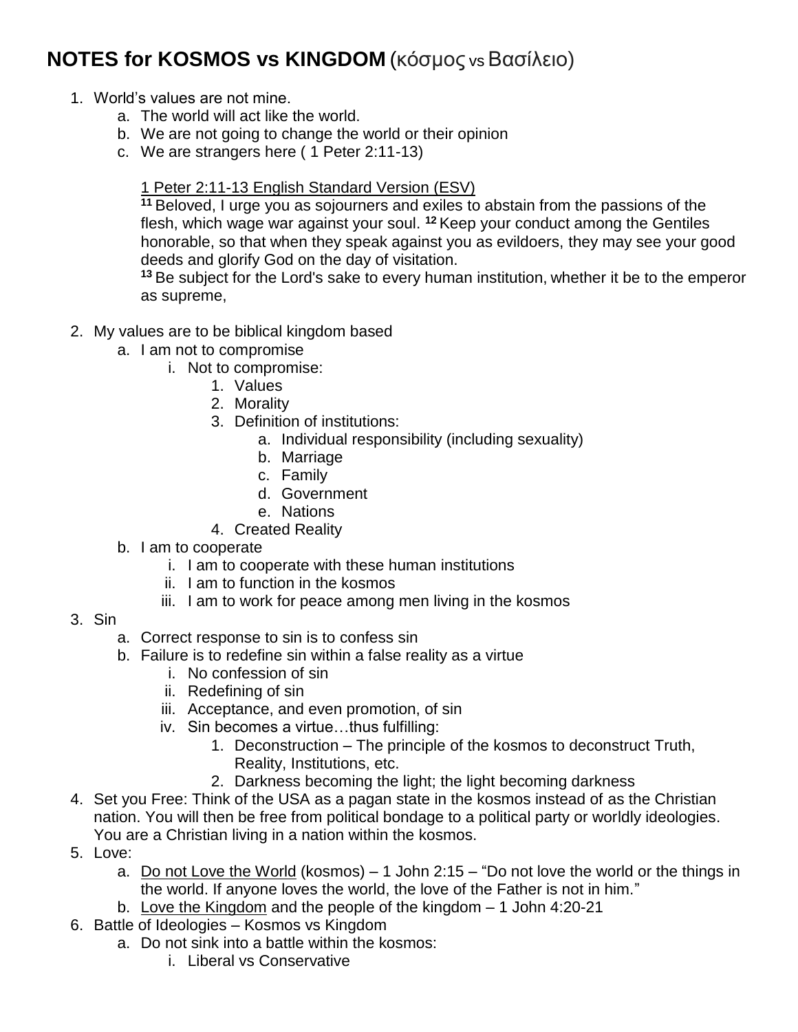# NOTES for KOSMOS vs KINGDOM (κόσμος vs Βασίλειο)

1. World's values are not mine.
    a. The world will act like the world.
    b. We are not going to change the world or their opinion
    c. We are strangers here ( 1 Peter 2:11-13)

       <u>1 Peter 2:11-13 English Standard Version (ESV)</u>
       **11** Beloved, I urge you as sojourners and exiles to abstain from the passions of the flesh, which wage war against your soul. **12** Keep your conduct among the Gentiles honorable, so that when they speak against you as evildoers, they may see your good deeds and glorify God on the day of visitation.
       **13** Be subject for the Lord's sake to every human institution, whether it be to the emperor as supreme,

2. My values are to be biblical kingdom based
    a. I am not to compromise
        i. Not to compromise:
            1. Values
            2. Morality
            3. Definition of institutions:
                a. Individual responsibility (including sexuality)
                b. Marriage
                c. Family
                d. Government
                e. Nations
            4. Created Reality
    b. I am to cooperate
        i. I am to cooperate with these human institutions
        ii. I am to function in the kosmos
        iii. I am to work for peace among men living in the kosmos
3. Sin
    a. Correct response to sin is to confess sin
    b. Failure is to redefine sin within a false reality as a virtue
        i. No confession of sin
        ii. Redefining of sin
        iii. Acceptance, and even promotion, of sin
        iv. Sin becomes a virtue…thus fulfilling:
            1. Deconstruction – The principle of the kosmos to deconstruct Truth, Reality, Institutions, etc.
            2. Darkness becoming the light; the light becoming darkness
4. Set you Free: Think of the USA as a pagan state in the kosmos instead of as the Christian nation. You will then be free from political bondage to a political party or worldly ideologies. You are a Christian living in a nation within the kosmos.
5. Love:
    a. <u>Do not Love the World</u> (kosmos) – 1 John 2:15 – "Do not love the world or the things in the world. If anyone loves the world, the love of the Father is not in him."
    b. <u>Love the Kingdom</u> and the people of the kingdom – 1 John 4:20-21
6. Battle of Ideologies – Kosmos vs Kingdom
    a. Do not sink into a battle within the kosmos:
        i. Liberal vs Conservative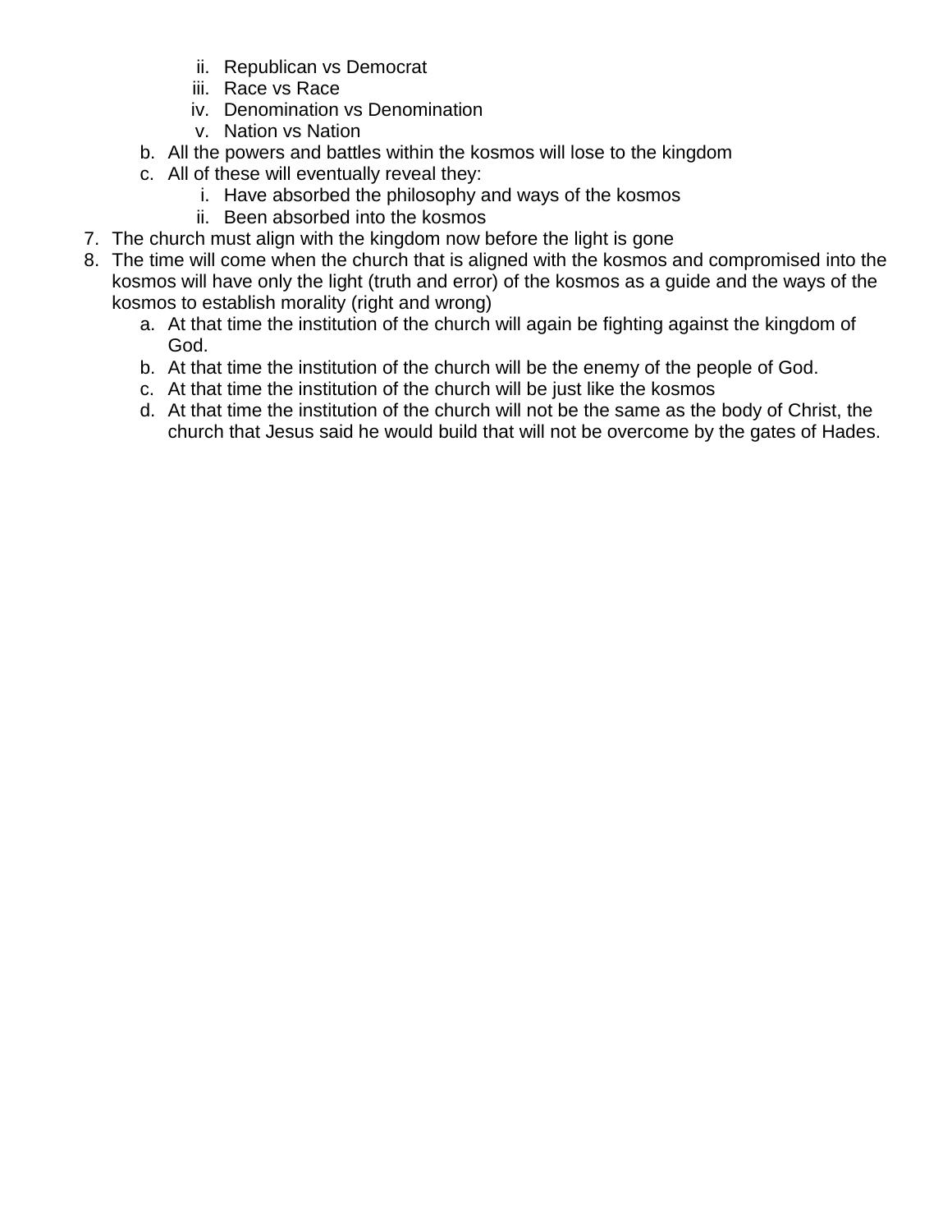ii. Republican vs Democrat
   iii. Race vs Race
   iv. Denomination vs Denomination
   v. Nation vs Nation

   b. All the powers and battles within the kosmos will lose to the kingdom

   c. All of these will eventually reveal they:
      i. Have absorbed the philosophy and ways of the kosmos
      ii. Been absorbed into the kosmos

7. The church must align with the kingdom now before the light is gone
8. The time will come when the church that is aligned with the kosmos and compromised into the kosmos will have only the light (truth and error) of the kosmos as a guide and the ways of the kosmos to establish morality (right and wrong)
   a. At that time the institution of the church will again be fighting against the kingdom of God.
   b. At that time the institution of the church will be the enemy of the people of God.
   c. At that time the institution of the church will be just like the kosmos
   d. At that time the institution of the church will not be the same as the body of Christ, the church that Jesus said he would build that will not be overcome by the gates of Hades.